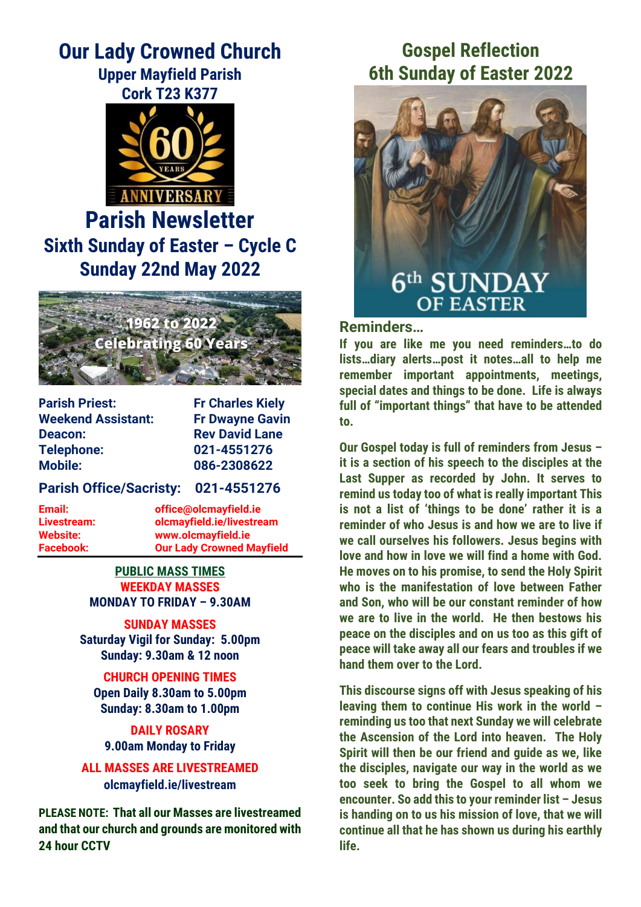# Our Lady Crowned Church

**Upper Mayfield Parish**
**Cork T23 K377**

60 YEARS ANNIVERSARY

# Parish Newsletter

## Sixth Sunday of Easter – Cycle C
## Sunday 22nd May 2022

1962 to 2022
Celebrating 60 Years

| | |
|---|---|
| **Parish Priest:** | **Fr Charles Kiely** |
| **Weekend Assistant:** | **Fr Dwayne Gavin** |
| **Deacon:** | **Rev David Lane** |
| **Telephone:** | **021-4551276** |
| **Mobile:** | **086-2308622** |

**Parish Office/Sacristy: 021-4551276**

| | |
|---|---|
| **Email:** | **office@olcmayfield.ie** |
| **Livestream:** | **olcmayfield.ie/livestream** |
| **Website:** | **www.olcmayfield.ie** |
| **Facebook:** | **Our Lady Crowned Mayfield** |

**PUBLIC MASS TIMES**

**WEEKDAY MASSES**
**MONDAY TO FRIDAY – 9.30AM**

**SUNDAY MASSES**
**Saturday Vigil for Sunday: 5.00pm**
**Sunday: 9.30am & 12 noon**

**CHURCH OPENING TIMES**
**Open Daily 8.30am to 5.00pm**
**Sunday: 8.30am to 1.00pm**

**DAILY ROSARY**
**9.00am Monday to Friday**

**ALL MASSES ARE LIVESTREAMED**
**olcmayfield.ie/livestream**

**PLEASE NOTE: That all our Masses are livestreamed and that our church and grounds are monitored with 24 hour CCTV**

## Gospel Reflection
## 6th Sunday of Easter 2022

6th SUNDAY OF EASTER

### Reminders…

**If you are like me you need reminders…to do lists…diary alerts…post it notes…all to help me remember important appointments, meetings, special dates and things to be done. Life is always full of "important things" that have to be attended to.**

**Our Gospel today is full of reminders from Jesus – it is a section of his speech to the disciples at the Last Supper as recorded by John. It serves to remind us today too of what is really important This is not a list of 'things to be done' rather it is a reminder of who Jesus is and how we are to live if we call ourselves his followers. Jesus begins with love and how in love we will find a home with God. He moves on to his promise, to send the Holy Spirit who is the manifestation of love between Father and Son, who will be our constant reminder of how we are to live in the world. He then bestows his peace on the disciples and on us too as this gift of peace will take away all our fears and troubles if we hand them over to the Lord.**

**This discourse signs off with Jesus speaking of his leaving them to continue His work in the world – reminding us too that next Sunday we will celebrate the Ascension of the Lord into heaven. The Holy Spirit will then be our friend and guide as we, like the disciples, navigate our way in the world as we too seek to bring the Gospel to all whom we encounter. So add this to your reminder list – Jesus is handing on to us his mission of love, that we will continue all that he has shown us during his earthly life.**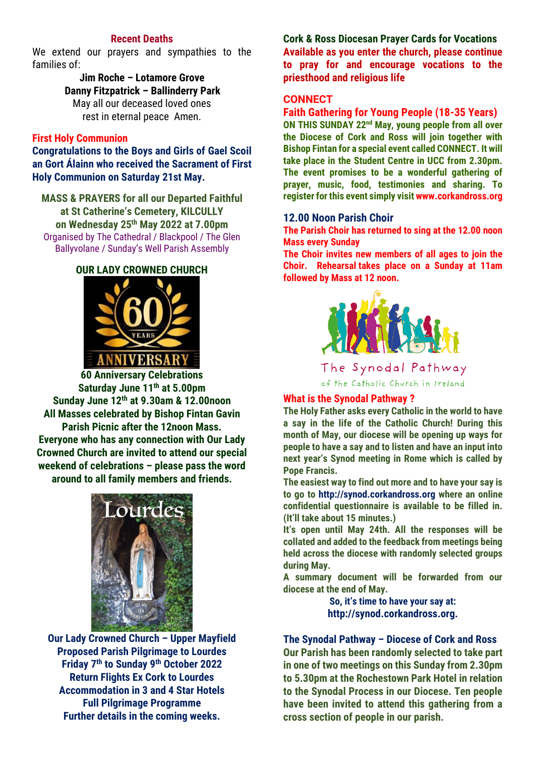## Recent Deaths

We extend our prayers and sympathies to the families of:

**Jim Roche – Lotamore Grove**
**Danny Fitzpatrick – Ballinderry Park**
May all our deceased loved ones rest in eternal peace Amen.

## First Holy Communion

**Congratulations to the Boys and Girls of Gael Scoil an Gort Álainn who received the Sacrament of First Holy Communion on Saturday 21st May.**

**MASS & PRAYERS for all our Departed Faithful at St Catherine's Cemetery, KILCULLY on Wednesday 25th May 2022 at 7.00pm**
Organised by The Cathedral / Blackpool / The Glen Ballyvolane / Sunday's Well Parish Assembly

## OUR LADY CROWNED CHURCH

60 YEARS ANNIVERSARY

**60 Anniversary Celebrations**
**Saturday June 11th at 5.00pm**
**Sunday June 12th at 9.30am & 12.00noon**
**All Masses celebrated by Bishop Fintan Gavin**
**Parish Picnic after the 12noon Mass.**
**Everyone who has any connection with Our Lady Crowned Church are invited to attend our special weekend of celebrations – please pass the word around to all family members and friends.**

Lourdes

**Our Lady Crowned Church – Upper Mayfield**
**Proposed Parish Pilgrimage to Lourdes**
**Friday 7th to Sunday 9th October 2022**
**Return Flights Ex Cork to Lourdes**
**Accommodation in 3 and 4 Star Hotels**
**Full Pilgrimage Programme**
**Further details in the coming weeks.**

## Cork & Ross Diocesan Prayer Cards for Vocations

**Available as you enter the church, please continue to pray for and encourage vocations to the priesthood and religious life**

## CONNECT

### Faith Gathering for Young People (18-35 Years)

**ON THIS SUNDAY 22nd May, young people from all over the Diocese of Cork and Ross will join together with Bishop Fintan for a special event called CONNECT. It will take place in the Student Centre in UCC from 2.30pm. The event promises to be a wonderful gathering of prayer, music, food, testimonies and sharing. To register for this event simply visit www.corkandross.org**

## 12.00 Noon Parish Choir

**The Parish Choir has returned to sing at the 12.00 noon Mass every Sunday**
**The Choir invites new members of all ages to join the Choir. Rehearsal takes place on a Sunday at 11am followed by Mass at 12 noon.**

The Synodal Pathway
of the Catholic Church in Ireland

## What is the Synodal Pathway ?

**The Holy Father asks every Catholic in the world to have a say in the life of the Catholic Church! During this month of May, our diocese will be opening up ways for people to have a say and to listen and have an input into next year's Synod meeting in Rome which is called by Pope Francis.**
**The easiest way to find out more and to have your say is to go to http://synod.corkandross.org where an online confidential questionnaire is available to be filled in. (It'll take about 15 minutes.)**
**It's open until May 24th. All the responses will be collated and added to the feedback from meetings being held across the diocese with randomly selected groups during May.**
**A summary document will be forwarded from our diocese at the end of May.**
**So, it's time to have your say at: http://synod.corkandross.org.**

## The Synodal Pathway – Diocese of Cork and Ross

**Our Parish has been randomly selected to take part in one of two meetings on this Sunday from 2.30pm to 5.30pm at the Rochestown Park Hotel in relation to the Synodal Process in our Diocese. Ten people have been invited to attend this gathering from a cross section of people in our parish.**